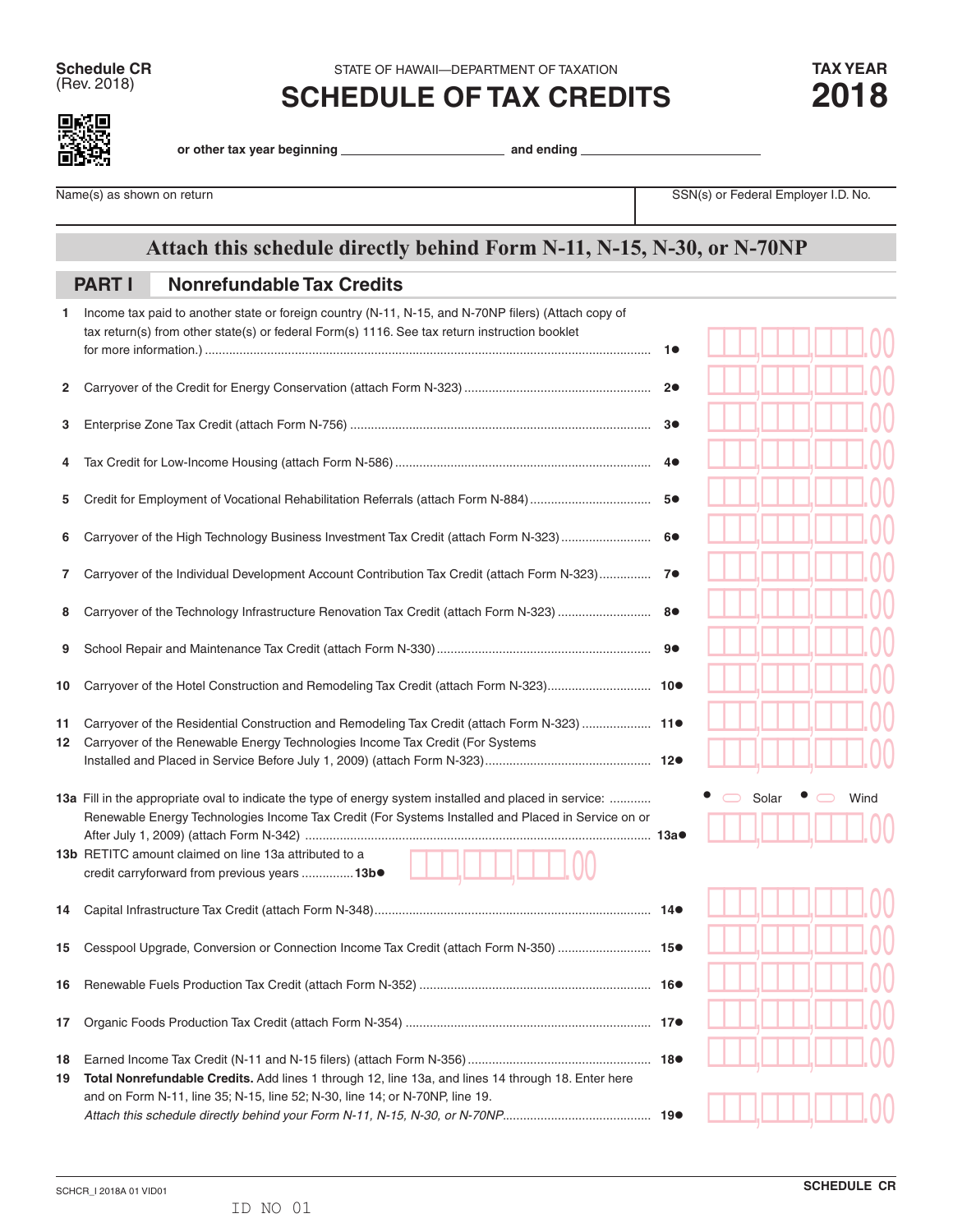**Schedule CR**
(Rev. 2018)

STATE OF HAWAII—DEPARTMENT OF TAXATION

# SCHEDULE OF TAX CREDITS

**TAX YEAR 2018**

**or other tax year beginning** ______________________ **and ending** ______________________

| Name(s) as shown on return | SSN(s) or Federal Employer I.D. No. |
|---|---|
| | |

## Attach this schedule directly behind Form N-11, N-15, N-30, or N-70NP

## PART I Nonrefundable Tax Credits

1 Income tax paid to another state or foreign country (N-11, N-15, and N-70NP filers) (Attach copy of tax return(s) from other state(s) or federal Form(s) 1116. See tax return instruction booklet for more information.) .......... **1●** ___,___,___.00

2 Carryover of the Credit for Energy Conservation (attach Form N-323) .......... **2●** ___,___,___.00

3 Enterprise Zone Tax Credit (attach Form N-756) .......... **3●** ___,___,___.00

4 Tax Credit for Low-Income Housing (attach Form N-586) .......... **4●** ___,___,___.00

5 Credit for Employment of Vocational Rehabilitation Referrals (attach Form N-884) .......... **5●** ___,___,___.00

6 Carryover of the High Technology Business Investment Tax Credit (attach Form N-323) .......... **6●** ___,___,___.00

7 Carryover of the Individual Development Account Contribution Tax Credit (attach Form N-323) .......... **7●** ___,___,___.00

8 Carryover of the Technology Infrastructure Renovation Tax Credit (attach Form N-323) .......... **8●** ___,___,___.00

9 School Repair and Maintenance Tax Credit (attach Form N-330) .......... **9●** ___,___,___.00

10 Carryover of the Hotel Construction and Remodeling Tax Credit (attach Form N-323) .......... **10●** ___,___,___.00

11 Carryover of the Residential Construction and Remodeling Tax Credit (attach Form N-323) .......... **11●** ___,___,___.00

12 Carryover of the Renewable Energy Technologies Income Tax Credit (For Systems Installed and Placed in Service Before July 1, 2009) (attach Form N-323) .......... **12●** ___,___,___.00

13a Fill in the appropriate oval to indicate the type of energy system installed and placed in service: .......... ● ⬭ Solar ● ⬭ Wind
Renewable Energy Technologies Income Tax Credit (For Systems Installed and Placed in Service on or After July 1, 2009) (attach Form N-342) .......... **13a●** ___,___,___.00

13b RETITC amount claimed on line 13a attributed to a credit carryforward from previous years .......... **13b●** ___,___,___.00

14 Capital Infrastructure Tax Credit (attach Form N-348) .......... **14●** ___,___,___.00

15 Cesspool Upgrade, Conversion or Connection Income Tax Credit (attach Form N-350) .......... **15●** ___,___,___.00

16 Renewable Fuels Production Tax Credit (attach Form N-352) .......... **16●** ___,___,___.00

17 Organic Foods Production Tax Credit (attach Form N-354) .......... **17●** ___,___,___.00

18 Earned Income Tax Credit (N-11 and N-15 filers) (attach Form N-356) .......... **18●** ___,___,___.00

19 **Total Nonrefundable Credits.** Add lines 1 through 12, line 13a, and lines 14 through 18. Enter here and on Form N-11, line 35; N-15, line 52; N-30, line 14; or N-70NP, line 19.
*Attach this schedule directly behind your Form N-11, N-15, N-30, or N-70NP*.......... **19●** ___,___,___.00

SCHCR_I 2018A 01 VID01

**SCHEDULE CR**

ID NO 01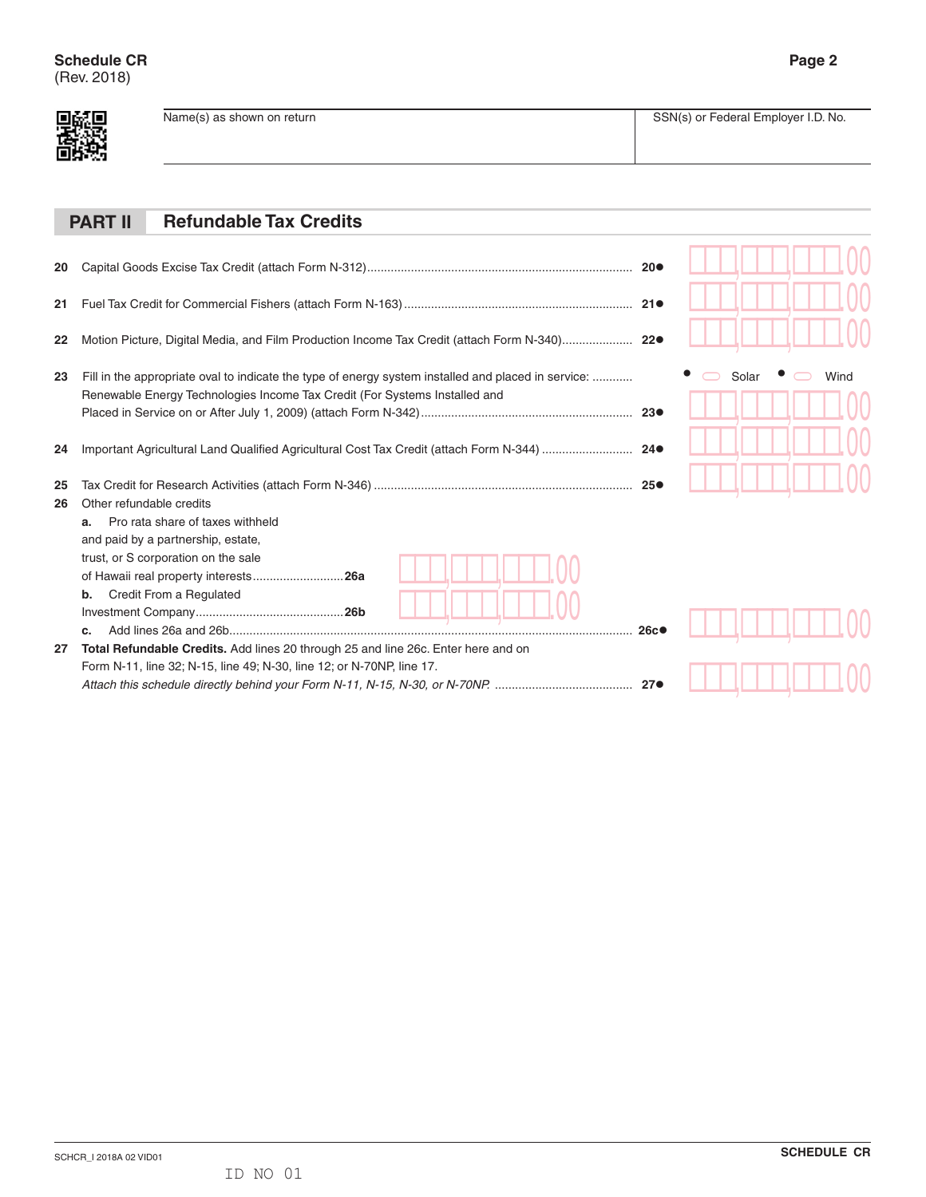**Schedule CR**
(Rev. 2018)

| Name(s) as shown on return | SSN(s) or Federal Employer I.D. No. |
| --- | --- |
| | |

## PART II Refundable Tax Credits

**20** Capital Goods Excise Tax Credit (attach Form N-312) .......... **20●** ___,___,___.00

**21** Fuel Tax Credit for Commercial Fishers (attach Form N-163) .......... **21●** ___,___,___.00

**22** Motion Picture, Digital Media, and Film Production Income Tax Credit (attach Form N-340) .......... **22●** ___,___,___.00

**23** Fill in the appropriate oval to indicate the type of energy system installed and placed in service: .......... ● ⬭ Solar ● ⬭ Wind

Renewable Energy Technologies Income Tax Credit (For Systems Installed and Placed in Service on or After July 1, 2009) (attach Form N-342) .......... **23●** ___,___,___.00

**24** Important Agricultural Land Qualified Agricultural Cost Tax Credit (attach Form N-344) .......... **24●** ___,___,___.00

**25** Tax Credit for Research Activities (attach Form N-346) .......... **25●** ___,___,___.00

**26** Other refundable credits

**a.** Pro rata share of taxes withheld and paid by a partnership, estate, trust, or S corporation on the sale of Hawaii real property interests .......... **26a** ___,___,___.00

**b.** Credit From a Regulated Investment Company .......... **26b** ___,___,___.00

**c.** Add lines 26a and 26b .......... **26c●** ___,___,___.00

**27** **Total Refundable Credits.** Add lines 20 through 25 and line 26c. Enter here and on Form N-11, line 32; N-15, line 49; N-30, line 12; or N-70NP, line 17.
*Attach this schedule directly behind your Form N-11, N-15, N-30, or N-70NP.* .......... **27●** ___,___,___.00

SCHCR_I 2018A 02 VID01

ID NO 01